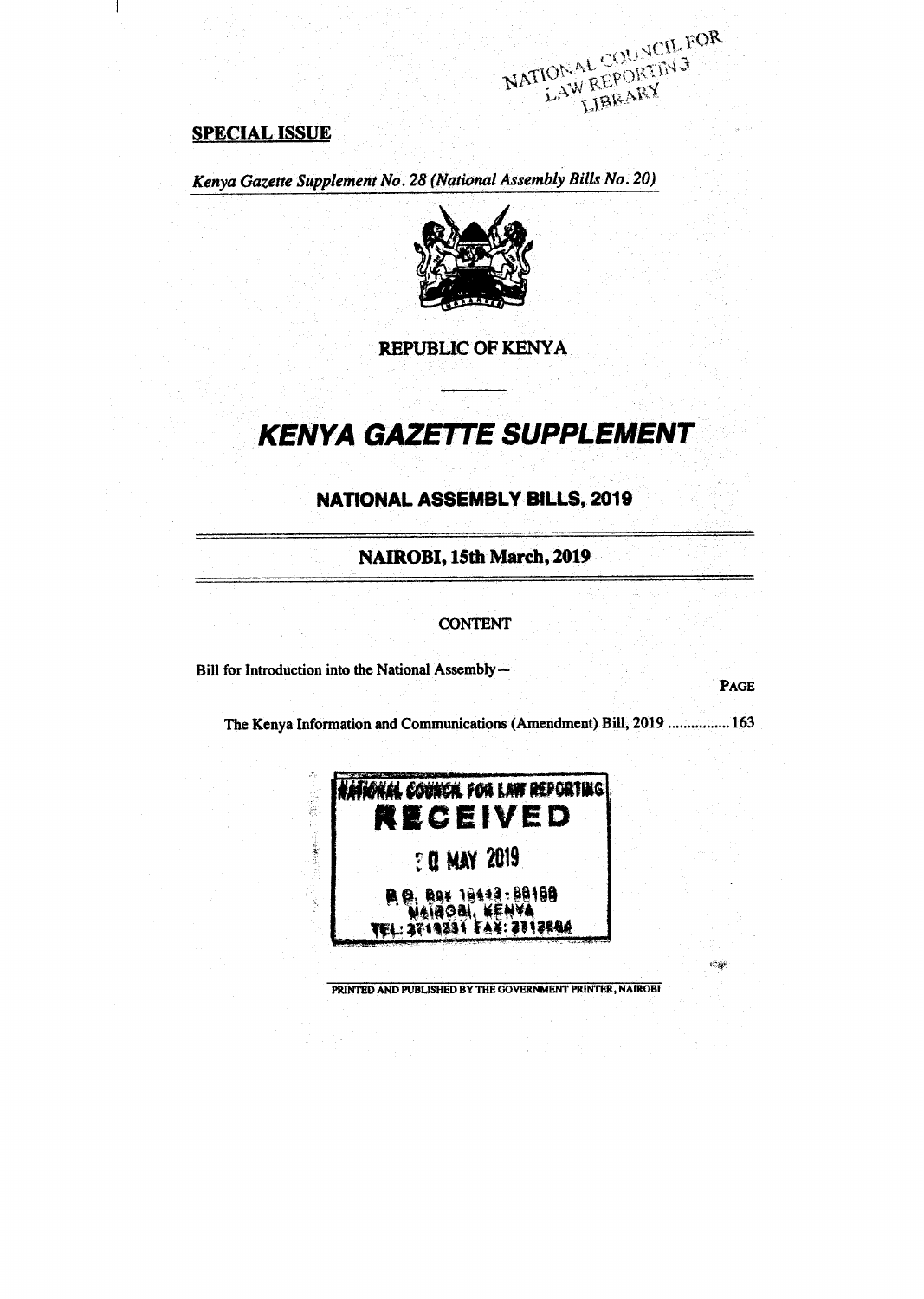NATIONAL COUNCIL FOR LAW REPORTING LIBRARY

**SPECIAL ISSUE**

*Kenya Gazette Supplement No. 28 (National Assembly Bills No. 20)*

REPUBLIC OF KENYA

# KENYA GAZETTE SUPPLEMENT

## NATIONAL ASSEMBLY BILLS, 2019

## NAIROBI, 15th March, 2019

CONTENT

Bill for Introduction into the National Assembly—

PAGE

The Kenya Information and Communications (Amendment) Bill, 2019 ................ 163

NATIONAL COUNCIL FOR LAW REPORTING
RECEIVED
20 MAY 2019
P.O. Box 10443-00100
NAIROBI, KENYA
TEL: 2719231 FAX: 2712694

PRINTED AND PUBLISHED BY THE GOVERNMENT PRINTER, NAIROBI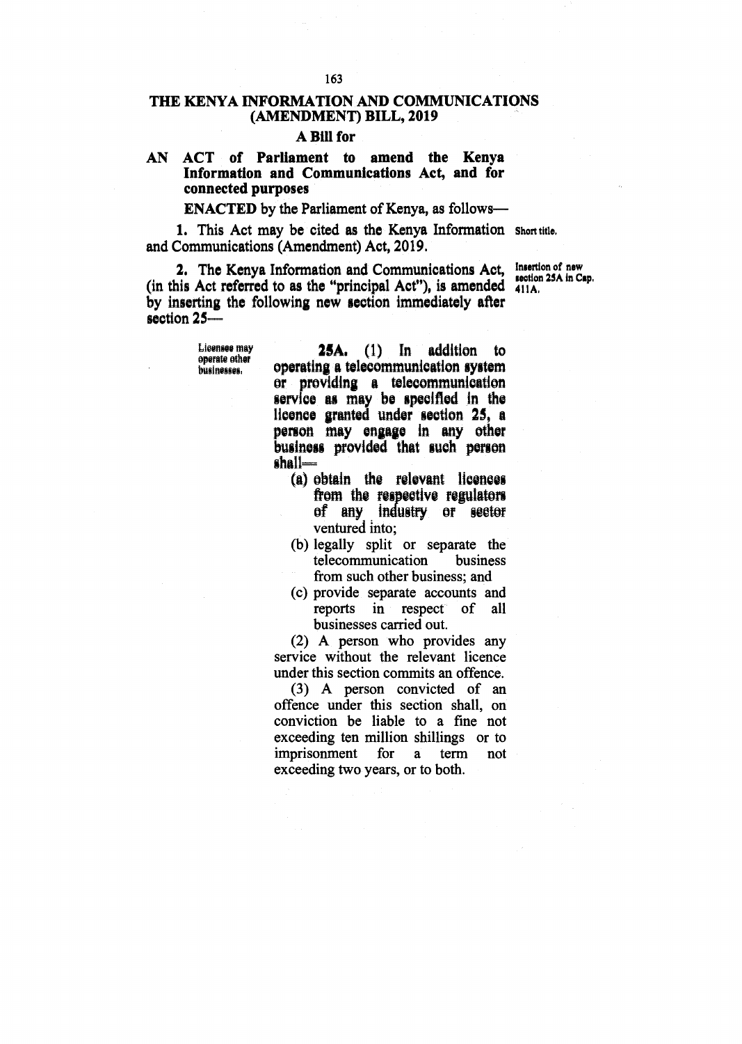## THE KENYA INFORMATION AND COMMUNICATIONS (AMENDMENT) BILL, 2019

### A Bill for

**AN ACT of Parliament to amend the Kenya Information and Communications Act, and for connected purposes**

**ENACTED** by the Parliament of Kenya, as follows—

**1.** This Act may be cited as the Kenya Information and Communications (Amendment) Act, 2019. *Short title.*

**2.** The Kenya Information and Communications Act, (in this Act referred to as the "principal Act"), is amended by inserting the following new section immediately after section 25— *Insertion of new section 25A in Cap. 411A.*

*Licensee may operate other businesses.*

**25A.** (1) In addition to operating a telecommunication system or providing a telecommunication service as may be specified in the licence granted under section 25, a person may engage in any other business provided that such person shall—

(a) obtain the relevant licences from the respective regulators of any industry or sector ventured into;

(b) legally split or separate the telecommunication business from such other business; and

(c) provide separate accounts and reports in respect of all businesses carried out.

(2) A person who provides any service without the relevant licence under this section commits an offence.

(3) A person convicted of an offence under this section shall, on conviction be liable to a fine not exceeding ten million shillings or to imprisonment for a term not exceeding two years, or to both.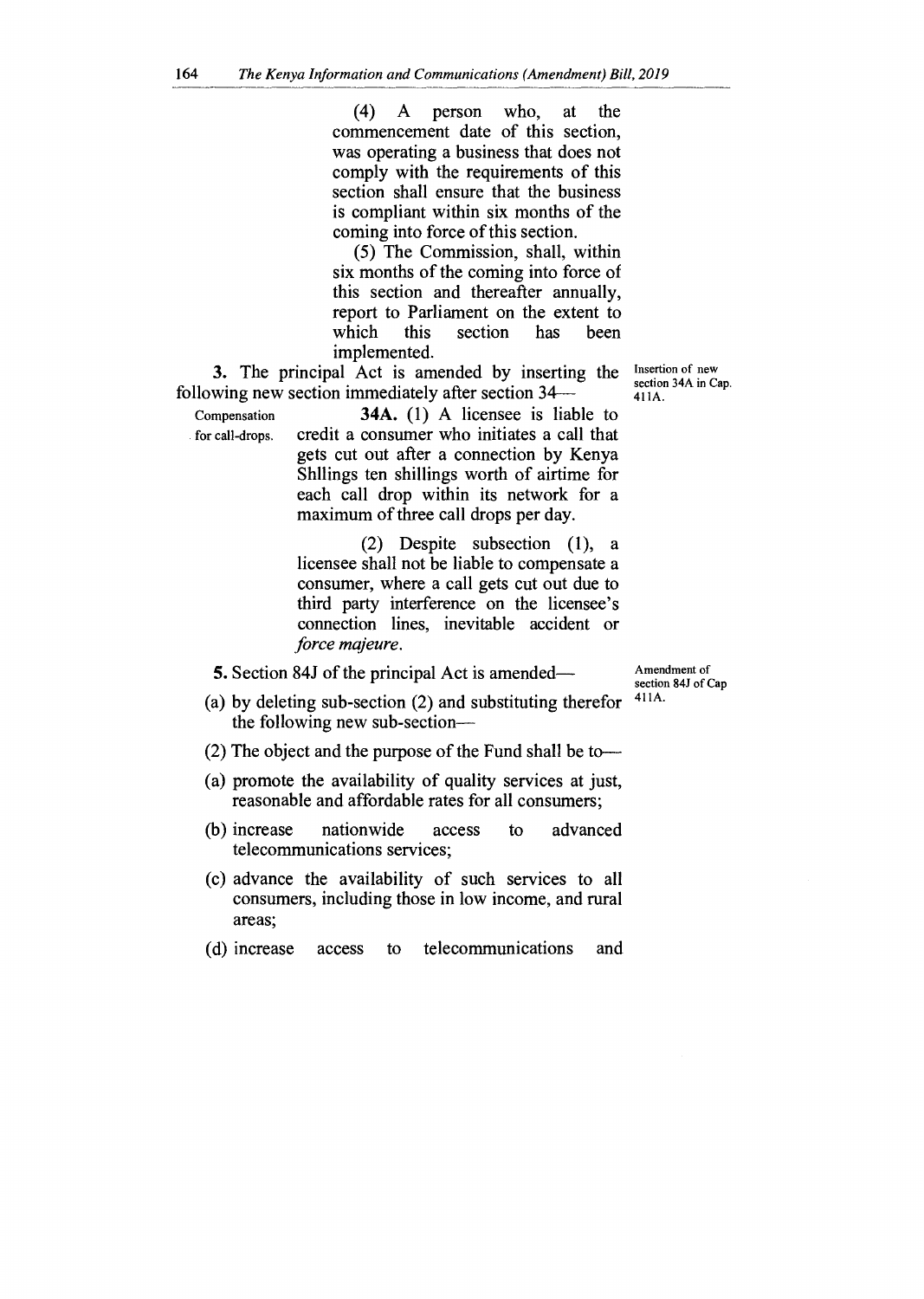(4) A person who, at the commencement date of this section, was operating a business that does not comply with the requirements of this section shall ensure that the business is compliant within six months of the coming into force of this section.

(5) The Commission, shall, within six months of the coming into force of this section and thereafter annually, report to Parliament on the extent to which this section has been implemented.

**3.** The principal Act is amended by inserting the following new section immediately after section 34—

*Insertion of new section 34A in Cap. 411A.*

*Compensation for call-drops.*

**34A.** (1) A licensee is liable to credit a consumer who initiates a call that gets cut out after a connection by Kenya Shllings ten shillings worth of airtime for each call drop within its network for a maximum of three call drops per day.

(2) Despite subsection (1), a licensee shall not be liable to compensate a consumer, where a call gets cut out due to third party interference on the licensee's connection lines, inevitable accident or *force majeure*.

**5.** Section 84J of the principal Act is amended—

*Amendment of section 84J of Cap 411A.*

(a) by deleting sub-section (2) and substituting therefor the following new sub-section—

(2) The object and the purpose of the Fund shall be to—

(a) promote the availability of quality services at just, reasonable and affordable rates for all consumers;

(b) increase nationwide access to advanced telecommunications services;

(c) advance the availability of such services to all consumers, including those in low income, and rural areas;

(d) increase access to telecommunications and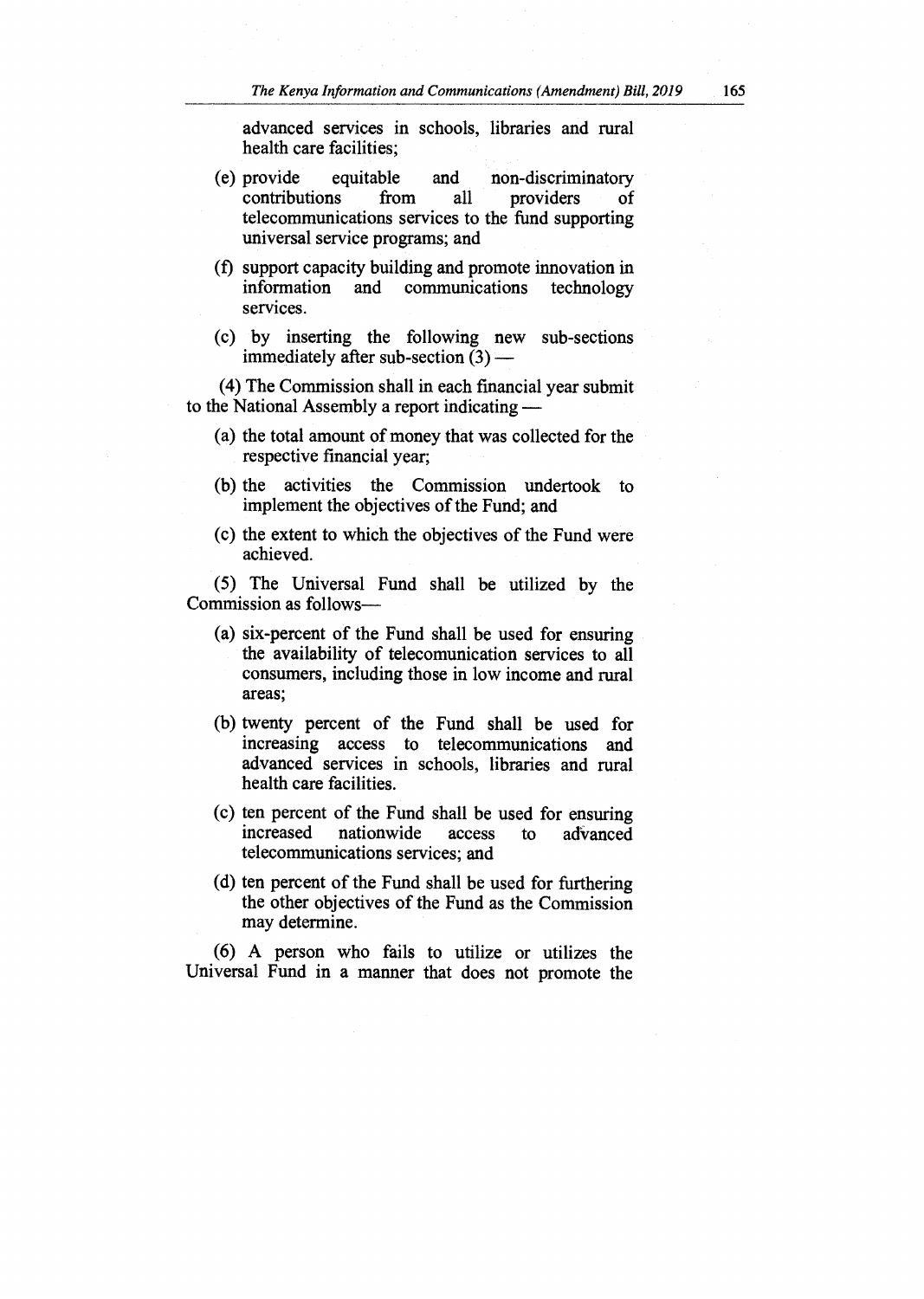advanced services in schools, libraries and rural health care facilities;

(e) provide equitable and non-discriminatory contributions from all providers of telecommunications services to the fund supporting universal service programs; and

(f) support capacity building and promote innovation in information and communications technology services.

(c) by inserting the following new sub-sections immediately after sub-section (3) —

(4) The Commission shall in each financial year submit to the National Assembly a report indicating —

(a) the total amount of money that was collected for the respective financial year;

(b) the activities the Commission undertook to implement the objectives of the Fund; and

(c) the extent to which the objectives of the Fund were achieved.

(5) The Universal Fund shall be utilized by the Commission as follows—

(a) six-percent of the Fund shall be used for ensuring the availability of telecomunication services to all consumers, including those in low income and rural areas;

(b) twenty percent of the Fund shall be used for increasing access to telecommunications and advanced services in schools, libraries and rural health care facilities.

(c) ten percent of the Fund shall be used for ensuring increased nationwide access to advanced telecommunications services; and

(d) ten percent of the Fund shall be used for furthering the other objectives of the Fund as the Commission may determine.

(6) A person who fails to utilize or utilizes the Universal Fund in a manner that does not promote the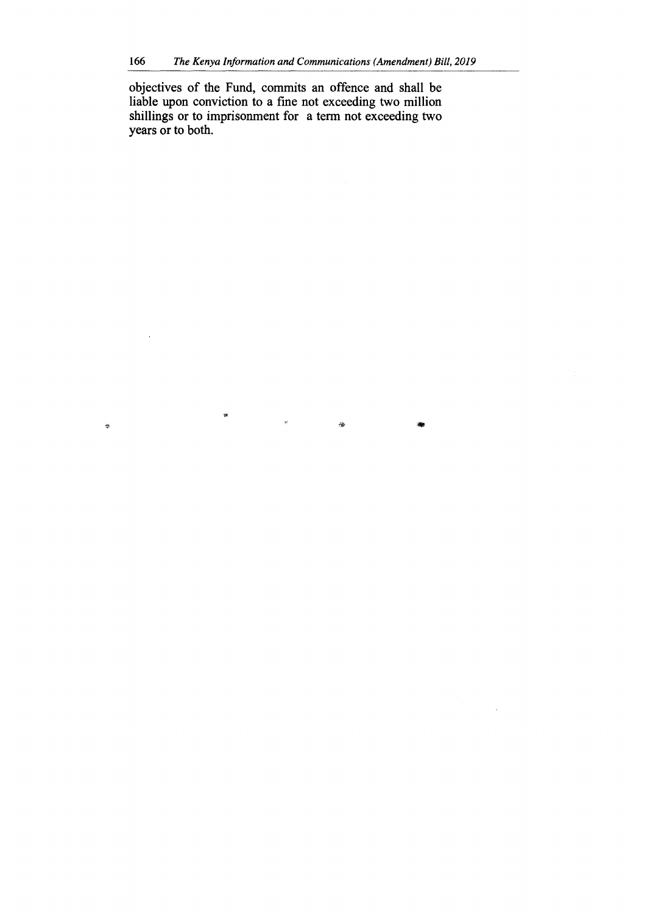objectives of the Fund, commits an offence and shall be liable upon conviction to a fine not exceeding two million shillings or to imprisonment for a term not exceeding two years or to both.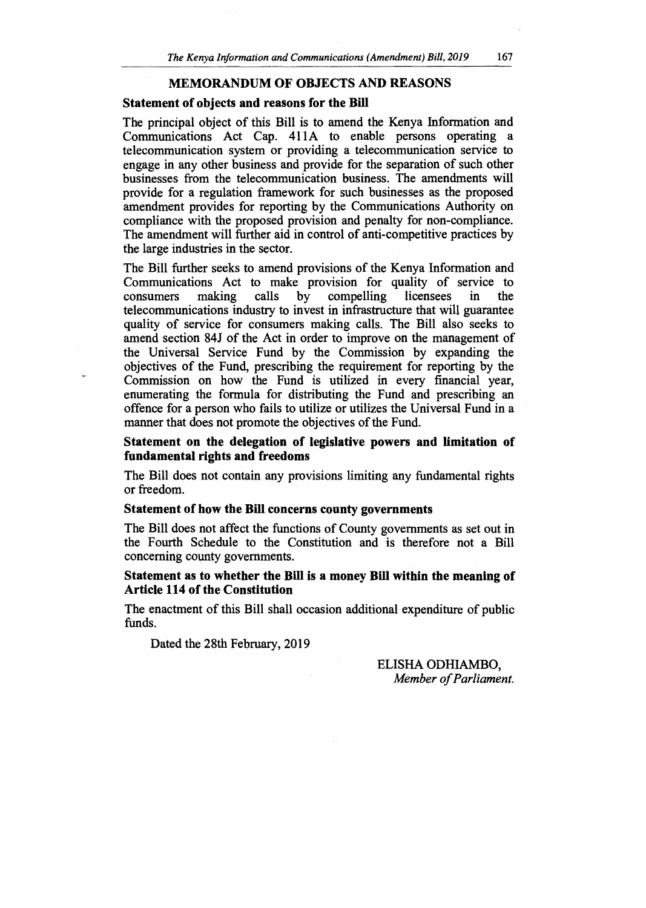## MEMORANDUM OF OBJECTS AND REASONS

### Statement of objects and reasons for the Bill

The principal object of this Bill is to amend the Kenya Information and Communications Act Cap. 411A to enable persons operating a telecommunication system or providing a telecommunication service to engage in any other business and provide for the separation of such other businesses from the telecommunication business. The amendments will provide for a regulation framework for such businesses as the proposed amendment provides for reporting by the Communications Authority on compliance with the proposed provision and penalty for non-compliance. The amendment will further aid in control of anti-competitive practices by the large industries in the sector.

The Bill further seeks to amend provisions of the Kenya Information and Communications Act to make provision for quality of service to consumers making calls by compelling licensees in the telecommunications industry to invest in infrastructure that will guarantee quality of service for consumers making calls. The Bill also seeks to amend section 84J of the Act in order to improve on the management of the Universal Service Fund by the Commission by expanding the objectives of the Fund, prescribing the requirement for reporting by the Commission on how the Fund is utilized in every financial year, enumerating the formula for distributing the Fund and prescribing an offence for a person who fails to utilize or utilizes the Universal Fund in a manner that does not promote the objectives of the Fund.

### Statement on the delegation of legislative powers and limitation of fundamental rights and freedoms

The Bill does not contain any provisions limiting any fundamental rights or freedom.

### Statement of how the Bill concerns county governments

The Bill does not affect the functions of County governments as set out in the Fourth Schedule to the Constitution and is therefore not a Bill concerning county governments.

### Statement as to whether the Bill is a money Bill within the meaning of Article 114 of the Constitution

The enactment of this Bill shall occasion additional expenditure of public funds.

Dated the 28th February, 2019

ELISHA ODHIAMBO,
*Member of Parliament.*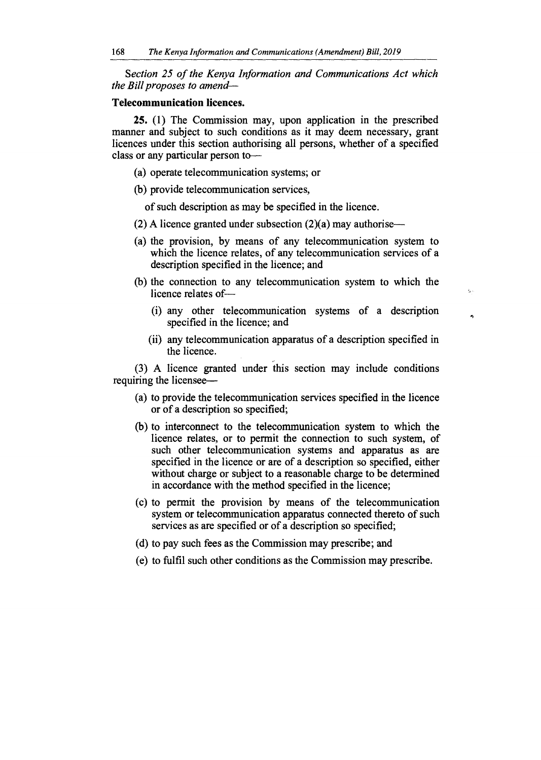*Section 25 of the Kenya Information and Communications Act which the Bill proposes to amend—*

**Telecommunication licences.**

**25.** (1) The Commission may, upon application in the prescribed manner and subject to such conditions as it may deem necessary, grant licences under this section authorising all persons, whether of a specified class or any particular person to—

(a) operate telecommunication systems; or

(b) provide telecommunication services,

of such description as may be specified in the licence.

(2) A licence granted under subsection (2)(a) may authorise—

(a) the provision, by means of any telecommunication system to which the licence relates, of any telecommunication services of a description specified in the licence; and

(b) the connection to any telecommunication system to which the licence relates of—

(i) any other telecommunication systems of a description specified in the licence; and

(ii) any telecommunication apparatus of a description specified in the licence.

(3) A licence granted under this section may include conditions requiring the licensee—

(a) to provide the telecommunication services specified in the licence or of a description so specified;

(b) to interconnect to the telecommunication system to which the licence relates, or to permit the connection to such system, of such other telecommunication systems and apparatus as are specified in the licence or are of a description so specified, either without charge or subject to a reasonable charge to be determined in accordance with the method specified in the licence;

(c) to permit the provision by means of the telecommunication system or telecommunication apparatus connected thereto of such services as are specified or of a description so specified;

(d) to pay such fees as the Commission may prescribe; and

(e) to fulfil such other conditions as the Commission may prescribe.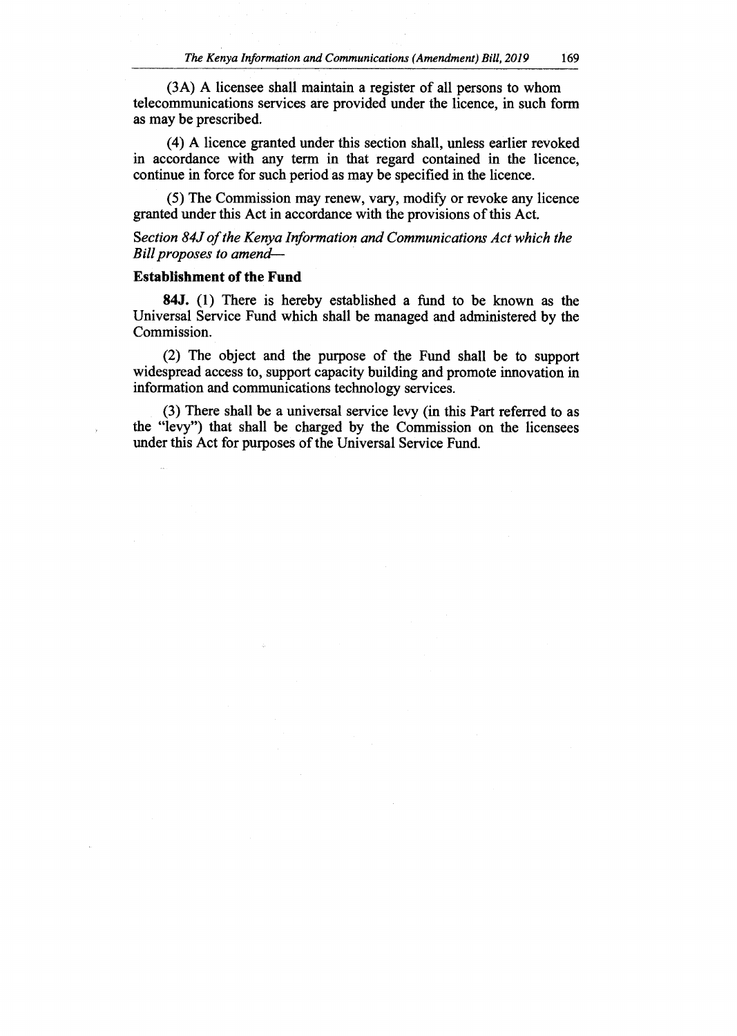(3A) A licensee shall maintain a register of all persons to whom telecommunications services are provided under the licence, in such form as may be prescribed.

(4) A licence granted under this section shall, unless earlier revoked in accordance with any term in that regard contained in the licence, continue in force for such period as may be specified in the licence.

(5) The Commission may renew, vary, modify or revoke any licence granted under this Act in accordance with the provisions of this Act.

*Section 84J of the Kenya Information and Communications Act which the Bill proposes to amend—*

**Establishment of the Fund**

**84J.** (1) There is hereby established a fund to be known as the Universal Service Fund which shall be managed and administered by the Commission.

(2) The object and the purpose of the Fund shall be to support widespread access to, support capacity building and promote innovation in information and communications technology services.

(3) There shall be a universal service levy (in this Part referred to as the "levy") that shall be charged by the Commission on the licensees under this Act for purposes of the Universal Service Fund.